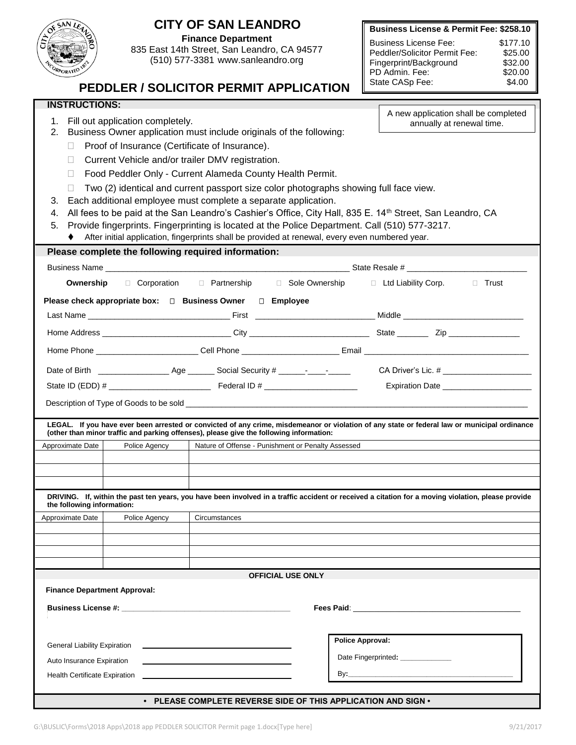# CITY OF SAN LEANDRO

**Finance Department**
835 East 14th Street, San Leandro, CA 94577
(510) 577-3381 www.sanleandro.org

## PEDDLER / SOLICITOR PERMIT APPLICATION

| **Business License & Permit Fee: $258.10** | |
|---|---|
| Business License Fee: | $177.10 |
| Peddler/Solicitor Permit Fee: | $25.00 |
| Fingerprint/Background | $32.00 |
| PD Admin. Fee: | $20.00 |
| State CASp Fee: | $4.00 |

### INSTRUCTIONS:

A new application shall be completed annually at renewal time.

1. Fill out application completely.
2. Business Owner application must include originals of the following:
   - ☐ Proof of Insurance (Certificate of Insurance).
   - ☐ Current Vehicle and/or trailer DMV registration.
   - ☐ Food Peddler Only - Current Alameda County Health Permit.
   - ☐ Two (2) identical and current passport size color photographs showing full face view.
3. Each additional employee must complete a separate application.
4. All fees to be paid at the San Leandro's Cashier's Office, City Hall, 835 E. 14th Street, San Leandro, CA
5. Provide fingerprints. Fingerprinting is located at the Police Department. Call (510) 577-3217.
   - ♦ After initial application, fingerprints shall be provided at renewal, every even numbered year.

### Please complete the following required information:

Business Name ____________________________________________ State Resale # ________________________

**Ownership** ☐ Corporation ☐ Partnership ☐ Sole Ownership ☐ Ltd Liability Corp. ☐ Trust

**Please check appropriate box:** ☐ **Business Owner** ☐ **Employee**

Last Name ____________________________ First ________________________ Middle ________________________

Home Address ___________________________ City ________________________ State _______ Zip _______________

Home Phone _____________________ Cell Phone ____________________ Email __________________________________

Date of Birth _______________ Age ______ Social Security # ______-____-_____ CA Driver's Lic. # ___________________

State ID (EDD) # _____________________ Federal ID # ____________________ Expiration Date ___________________

Description of Type of Goods to be sold ______________________________________________________________________

**LEGAL. If you have ever been arrested or convicted of any crime, misdemeanor or violation of any state or federal law or municipal ordinance (other than minor traffic and parking offenses), please give the following information:**

| Approximate Date | Police Agency | Nature of Offense - Punishment or Penalty Assessed |
|---|---|---|
| | | |
| | | |
| | | |

**DRIVING. If, within the past ten years, you have been involved in a traffic accident or received a citation for a moving violation, please provide the following information:**

| Approximate Date | Police Agency | Circumstances |
|---|---|---|
| | | |
| | | |
| | | |
| | | |

### OFFICIAL USE ONLY

**Finance Department Approval:**

**Business License #:** ____________________________________ **Fees Paid**: ____________________________________

General Liability Expiration ______________________________

Auto Insurance Expiration ______________________________

Health Certificate Expiration ______________________________

**Police Approval:**

Date Fingerprinted: ____________

By: ____________________________________

**• PLEASE COMPLETE REVERSE SIDE OF THIS APPLICATION AND SIGN •**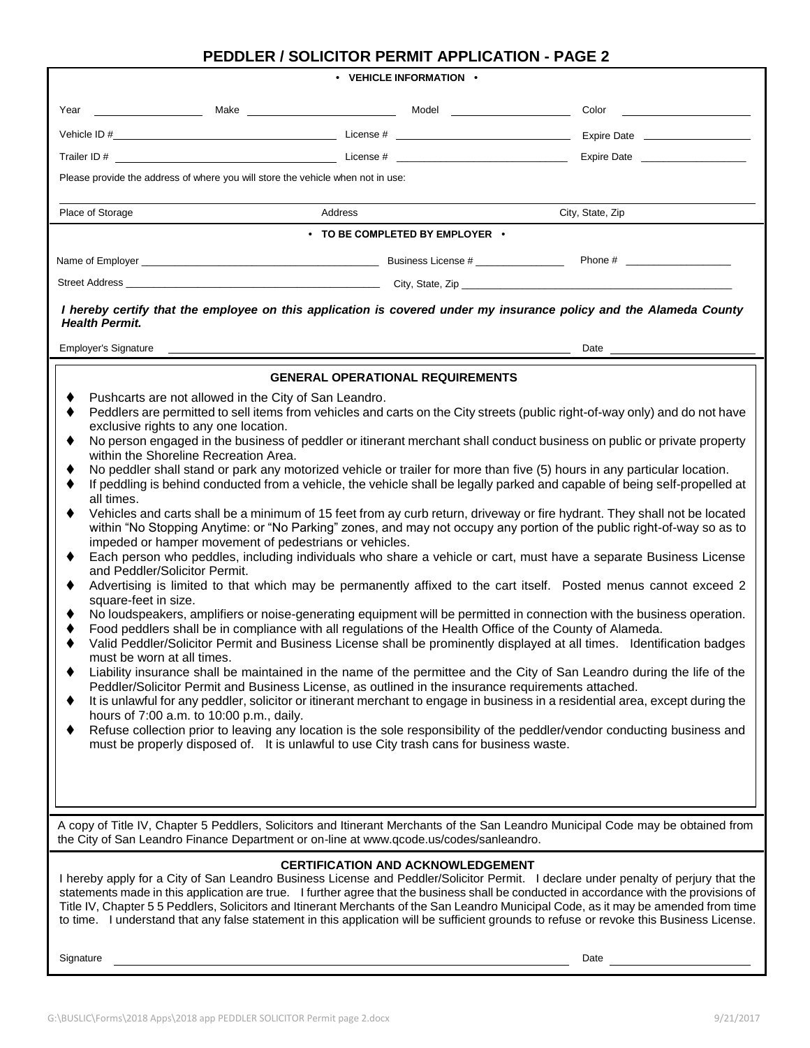# PEDDLER / SOLICITOR PERMIT APPLICATION - PAGE 2

**• VEHICLE INFORMATION •**

Year ____________ Make ____________ Model ____________ Color ____________

Vehicle ID # ____________ License # ____________ Expire Date ____________

Trailer ID # ____________ License # ____________ Expire Date ____________

Please provide the address of where you will store the vehicle when not in use:

Place of Storage ____________ Address ____________ City, State, Zip ____________

**• TO BE COMPLETED BY EMPLOYER •**

Name of Employer ____________ Business License # ____________ Phone # ____________

Street Address ____________ City, State, Zip ____________

***I hereby certify that the employee on this application is covered under my insurance policy and the Alameda County Health Permit.***

Employer's Signature ____________ Date ____________

## GENERAL OPERATIONAL REQUIREMENTS

- Pushcarts are not allowed in the City of San Leandro.
- Peddlers are permitted to sell items from vehicles and carts on the City streets (public right-of-way only) and do not have exclusive rights to any one location.
- No person engaged in the business of peddler or itinerant merchant shall conduct business on public or private property within the Shoreline Recreation Area.
- No peddler shall stand or park any motorized vehicle or trailer for more than five (5) hours in any particular location.
- If peddling is behind conducted from a vehicle, the vehicle shall be legally parked and capable of being self-propelled at all times.
- Vehicles and carts shall be a minimum of 15 feet from ay curb return, driveway or fire hydrant. They shall not be located within "No Stopping Anytime: or "No Parking" zones, and may not occupy any portion of the public right-of-way so as to impeded or hamper movement of pedestrians or vehicles.
- Each person who peddles, including individuals who share a vehicle or cart, must have a separate Business License and Peddler/Solicitor Permit.
- Advertising is limited to that which may be permanently affixed to the cart itself. Posted menus cannot exceed 2 square-feet in size.
- No loudspeakers, amplifiers or noise-generating equipment will be permitted in connection with the business operation.
- Food peddlers shall be in compliance with all regulations of the Health Office of the County of Alameda.
- Valid Peddler/Solicitor Permit and Business License shall be prominently displayed at all times. Identification badges must be worn at all times.
- Liability insurance shall be maintained in the name of the permittee and the City of San Leandro during the life of the Peddler/Solicitor Permit and Business License, as outlined in the insurance requirements attached.
- It is unlawful for any peddler, solicitor or itinerant merchant to engage in business in a residential area, except during the hours of 7:00 a.m. to 10:00 p.m., daily.
- Refuse collection prior to leaving any location is the sole responsibility of the peddler/vendor conducting business and must be properly disposed of. It is unlawful to use City trash cans for business waste.

A copy of Title IV, Chapter 5 Peddlers, Solicitors and Itinerant Merchants of the San Leandro Municipal Code may be obtained from the City of San Leandro Finance Department or on-line at www.qcode.us/codes/sanleandro.

## CERTIFICATION AND ACKNOWLEDGEMENT

I hereby apply for a City of San Leandro Business License and Peddler/Solicitor Permit. I declare under penalty of perjury that the statements made in this application are true. I further agree that the business shall be conducted in accordance with the provisions of Title IV, Chapter 5 5 Peddlers, Solicitors and Itinerant Merchants of the San Leandro Municipal Code, as it may be amended from time to time. I understand that any false statement in this application will be sufficient grounds to refuse or revoke this Business License.

Signature ____________ Date ____________